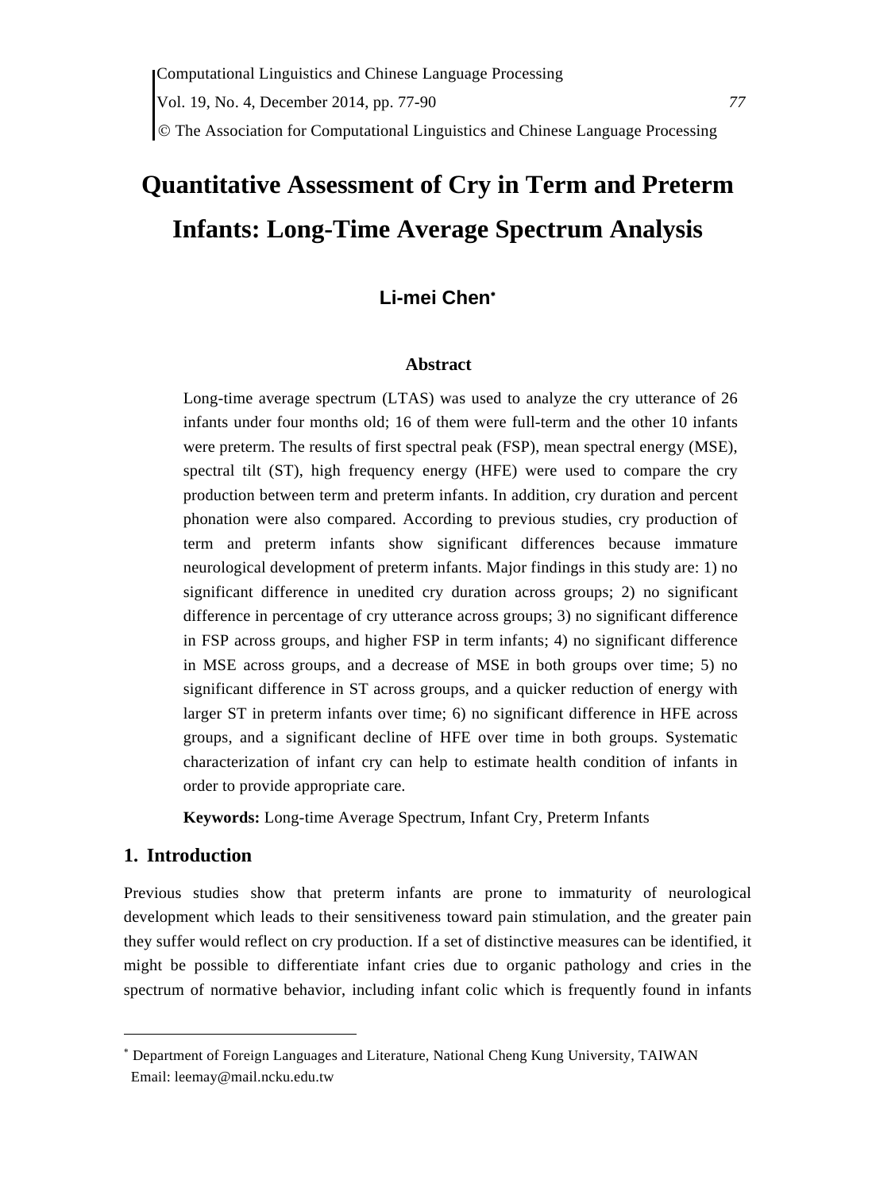# Quantitative Assessment of Cry in Term and Preterm Infants: Long-Time Average Spectrum Analysis

**Li-mei Chen***

### Abstract

Long-time average spectrum (LTAS) was used to analyze the cry utterance of 26 infants under four months old; 16 of them were full-term and the other 10 infants were preterm. The results of first spectral peak (FSP), mean spectral energy (MSE), spectral tilt (ST), high frequency energy (HFE) were used to compare the cry production between term and preterm infants. In addition, cry duration and percent phonation were also compared. According to previous studies, cry production of term and preterm infants show significant differences because immature neurological development of preterm infants. Major findings in this study are: 1) no significant difference in unedited cry duration across groups; 2) no significant difference in percentage of cry utterance across groups; 3) no significant difference in FSP across groups, and higher FSP in term infants; 4) no significant difference in MSE across groups, and a decrease of MSE in both groups over time; 5) no significant difference in ST across groups, and a quicker reduction of energy with larger ST in preterm infants over time; 6) no significant difference in HFE across groups, and a significant decline of HFE over time in both groups. Systematic characterization of infant cry can help to estimate health condition of infants in order to provide appropriate care.

**Keywords:** Long-time Average Spectrum, Infant Cry, Preterm Infants

## 1. Introduction

Previous studies show that preterm infants are prone to immaturity of neurological development which leads to their sensitiveness toward pain stimulation, and the greater pain they suffer would reflect on cry production. If a set of distinctive measures can be identified, it might be possible to differentiate infant cries due to organic pathology and cries in the spectrum of normative behavior, including infant colic which is frequently found in infants

---

* Department of Foreign Languages and Literature, National Cheng Kung University, TAIWAN
Email: leemay@mail.ncku.edu.tw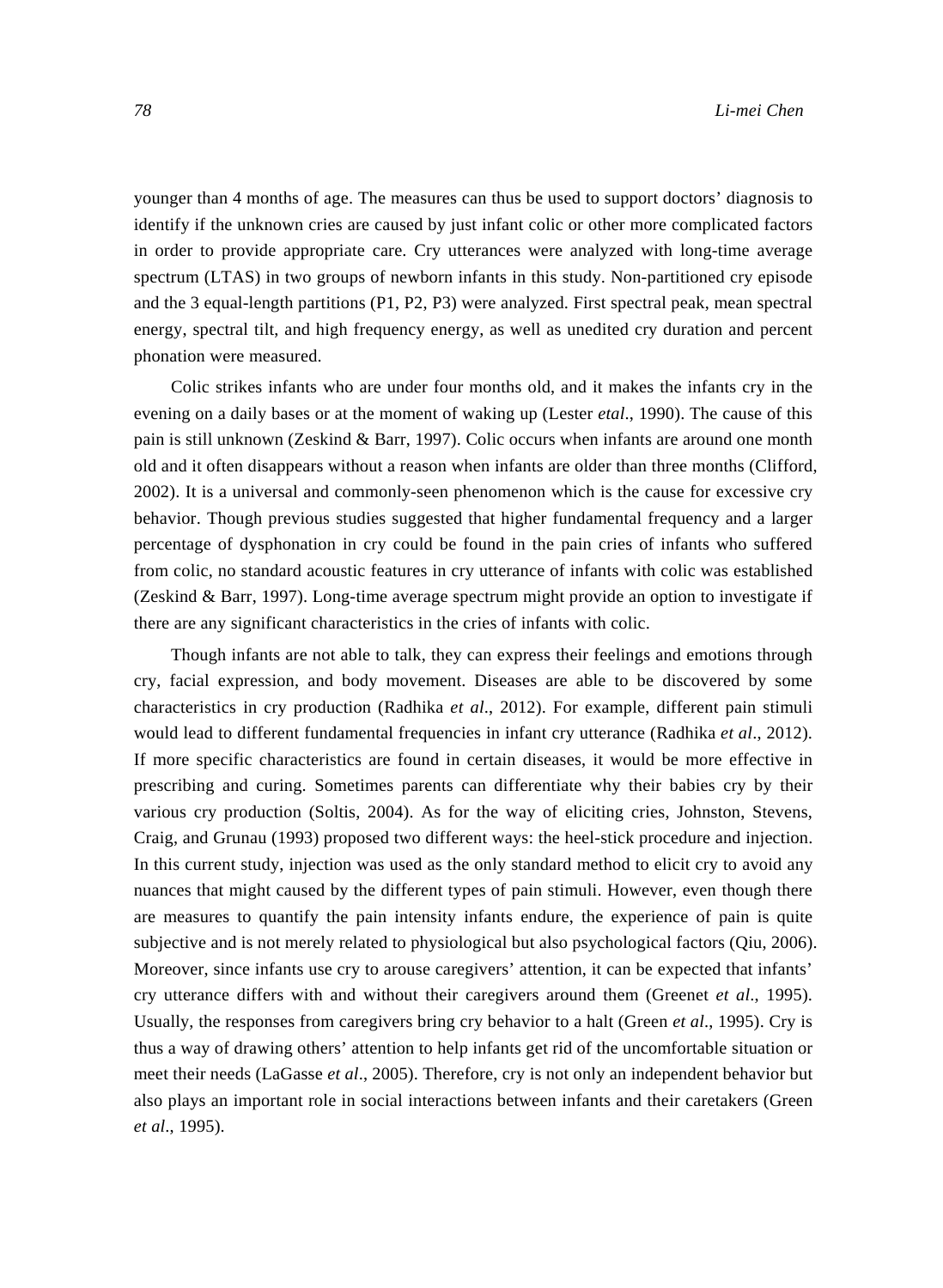younger than 4 months of age. The measures can thus be used to support doctors' diagnosis to identify if the unknown cries are caused by just infant colic or other more complicated factors in order to provide appropriate care. Cry utterances were analyzed with long-time average spectrum (LTAS) in two groups of newborn infants in this study. Non-partitioned cry episode and the 3 equal-length partitions (P1, P2, P3) were analyzed. First spectral peak, mean spectral energy, spectral tilt, and high frequency energy, as well as unedited cry duration and percent phonation were measured.

Colic strikes infants who are under four months old, and it makes the infants cry in the evening on a daily bases or at the moment of waking up (Lester *etal*., 1990). The cause of this pain is still unknown (Zeskind & Barr, 1997). Colic occurs when infants are around one month old and it often disappears without a reason when infants are older than three months (Clifford, 2002). It is a universal and commonly-seen phenomenon which is the cause for excessive cry behavior. Though previous studies suggested that higher fundamental frequency and a larger percentage of dysphonation in cry could be found in the pain cries of infants who suffered from colic, no standard acoustic features in cry utterance of infants with colic was established (Zeskind & Barr, 1997). Long-time average spectrum might provide an option to investigate if there are any significant characteristics in the cries of infants with colic.

Though infants are not able to talk, they can express their feelings and emotions through cry, facial expression, and body movement. Diseases are able to be discovered by some characteristics in cry production (Radhika *et al*., 2012). For example, different pain stimuli would lead to different fundamental frequencies in infant cry utterance (Radhika *et al*., 2012). If more specific characteristics are found in certain diseases, it would be more effective in prescribing and curing. Sometimes parents can differentiate why their babies cry by their various cry production (Soltis, 2004). As for the way of eliciting cries, Johnston, Stevens, Craig, and Grunau (1993) proposed two different ways: the heel-stick procedure and injection. In this current study, injection was used as the only standard method to elicit cry to avoid any nuances that might caused by the different types of pain stimuli. However, even though there are measures to quantify the pain intensity infants endure, the experience of pain is quite subjective and is not merely related to physiological but also psychological factors (Qiu, 2006). Moreover, since infants use cry to arouse caregivers' attention, it can be expected that infants' cry utterance differs with and without their caregivers around them (Greenet *et al*., 1995). Usually, the responses from caregivers bring cry behavior to a halt (Green *et al*., 1995). Cry is thus a way of drawing others' attention to help infants get rid of the uncomfortable situation or meet their needs (LaGasse *et al*., 2005). Therefore, cry is not only an independent behavior but also plays an important role in social interactions between infants and their caretakers (Green *et al*., 1995).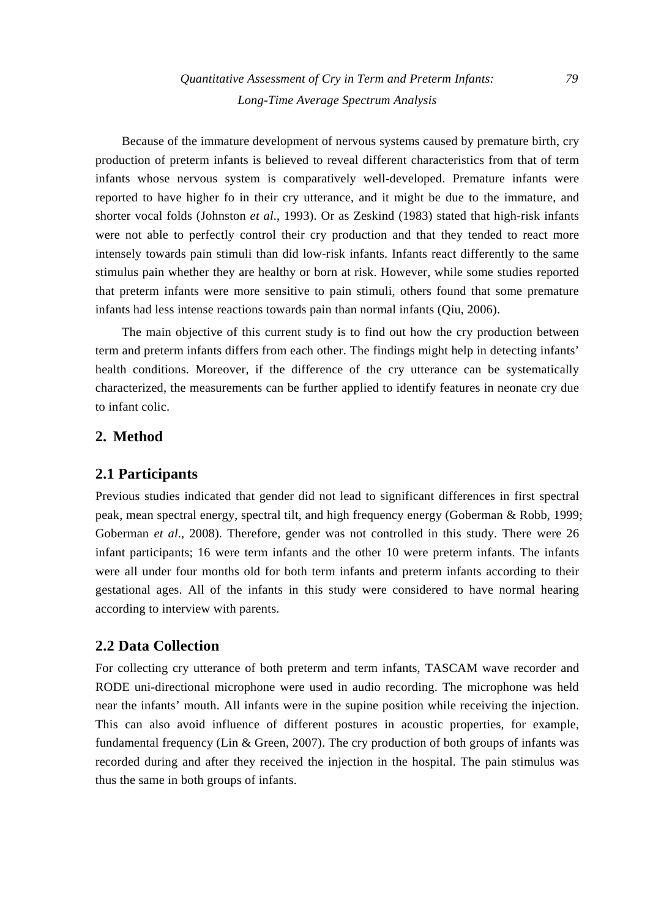Because of the immature development of nervous systems caused by premature birth, cry production of preterm infants is believed to reveal different characteristics from that of term infants whose nervous system is comparatively well-developed. Premature infants were reported to have higher fo in their cry utterance, and it might be due to the immature, and shorter vocal folds (Johnston *et al*., 1993). Or as Zeskind (1983) stated that high-risk infants were not able to perfectly control their cry production and that they tended to react more intensely towards pain stimuli than did low-risk infants. Infants react differently to the same stimulus pain whether they are healthy or born at risk. However, while some studies reported that preterm infants were more sensitive to pain stimuli, others found that some premature infants had less intense reactions towards pain than normal infants (Qiu, 2006).

The main objective of this current study is to find out how the cry production between term and preterm infants differs from each other. The findings might help in detecting infants' health conditions. Moreover, if the difference of the cry utterance can be systematically characterized, the measurements can be further applied to identify features in neonate cry due to infant colic.

## 2. Method

### 2.1 Participants

Previous studies indicated that gender did not lead to significant differences in first spectral peak, mean spectral energy, spectral tilt, and high frequency energy (Goberman & Robb, 1999; Goberman *et al*., 2008). Therefore, gender was not controlled in this study. There were 26 infant participants; 16 were term infants and the other 10 were preterm infants. The infants were all under four months old for both term infants and preterm infants according to their gestational ages. All of the infants in this study were considered to have normal hearing according to interview with parents.

### 2.2 Data Collection

For collecting cry utterance of both preterm and term infants, TASCAM wave recorder and RODE uni-directional microphone were used in audio recording. The microphone was held near the infants' mouth. All infants were in the supine position while receiving the injection. This can also avoid influence of different postures in acoustic properties, for example, fundamental frequency (Lin & Green, 2007). The cry production of both groups of infants was recorded during and after they received the injection in the hospital. The pain stimulus was thus the same in both groups of infants.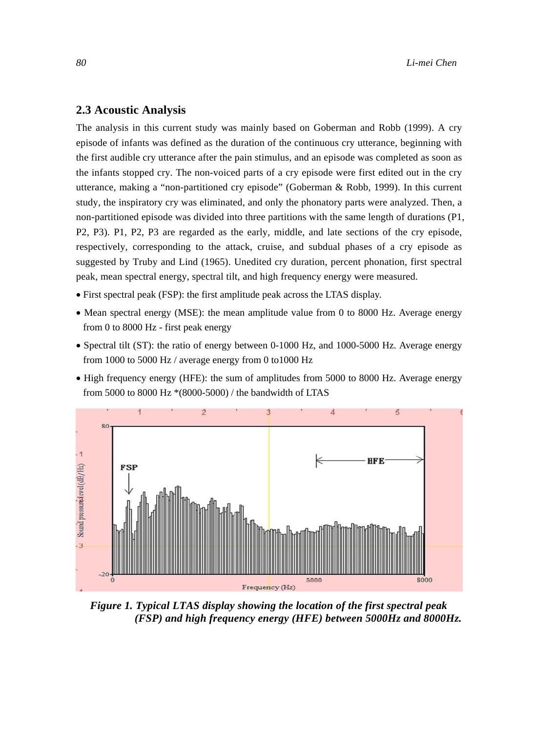## 2.3 Acoustic Analysis

The analysis in this current study was mainly based on Goberman and Robb (1999). A cry episode of infants was defined as the duration of the continuous cry utterance, beginning with the first audible cry utterance after the pain stimulus, and an episode was completed as soon as the infants stopped cry. The non-voiced parts of a cry episode were first edited out in the cry utterance, making a "non-partitioned cry episode" (Goberman & Robb, 1999). In this current study, the inspiratory cry was eliminated, and only the phonatory parts were analyzed. Then, a non-partitioned episode was divided into three partitions with the same length of durations (P1, P2, P3). P1, P2, P3 are regarded as the early, middle, and late sections of the cry episode, respectively, corresponding to the attack, cruise, and subdual phases of a cry episode as suggested by Truby and Lind (1965). Unedited cry duration, percent phonation, first spectral peak, mean spectral energy, spectral tilt, and high frequency energy were measured.

- First spectral peak (FSP): the first amplitude peak across the LTAS display.
- Mean spectral energy (MSE): the mean amplitude value from 0 to 8000 Hz. Average energy from 0 to 8000 Hz - first peak energy
- Spectral tilt (ST): the ratio of energy between 0-1000 Hz, and 1000-5000 Hz. Average energy from 1000 to 5000 Hz / average energy from 0 to1000 Hz
- High frequency energy (HFE): the sum of amplitudes from 5000 to 8000 Hz. Average energy from 5000 to 8000 Hz *(8000-5000) / the bandwidth of LTAS

***Figure 1. Typical LTAS display showing the location of the first spectral peak (FSP) and high frequency energy (HFE) between 5000Hz and 8000Hz.***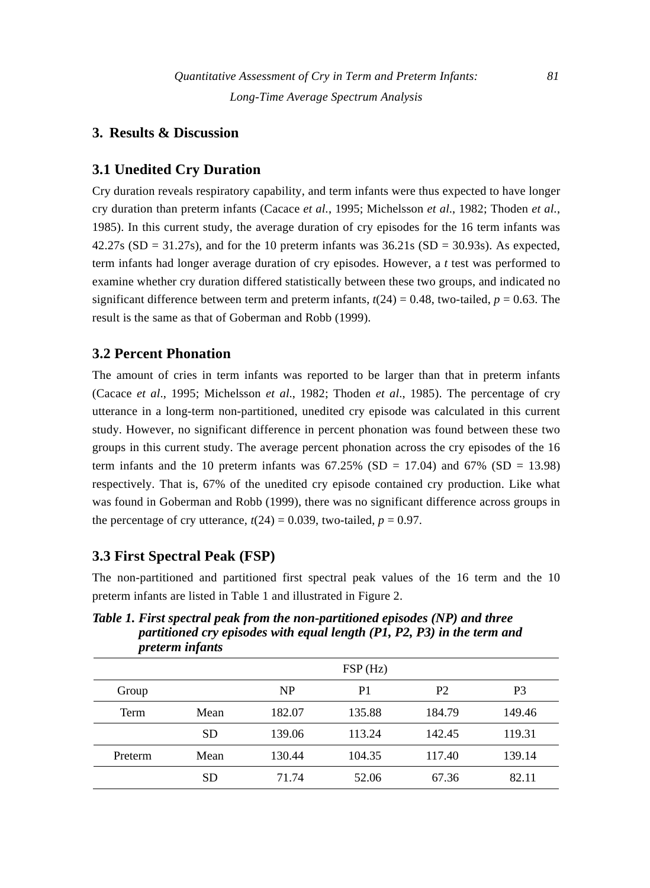## 3. Results & Discussion

### 3.1 Unedited Cry Duration

Cry duration reveals respiratory capability, and term infants were thus expected to have longer cry duration than preterm infants (Cacace *et al*., 1995; Michelsson *et al*., 1982; Thoden *et al*., 1985). In this current study, the average duration of cry episodes for the 16 term infants was 42.27s (SD = 31.27s), and for the 10 preterm infants was 36.21s (SD = 30.93s). As expected, term infants had longer average duration of cry episodes. However, a *t* test was performed to examine whether cry duration differed statistically between these two groups, and indicated no significant difference between term and preterm infants, $t(24) = 0.48$, two-tailed, $p = 0.63$. The result is the same as that of Goberman and Robb (1999).

### 3.2 Percent Phonation

The amount of cries in term infants was reported to be larger than that in preterm infants (Cacace *et al*., 1995; Michelsson *et al*., 1982; Thoden *et al*., 1985). The percentage of cry utterance in a long-term non-partitioned, unedited cry episode was calculated in this current study. However, no significant difference in percent phonation was found between these two groups in this current study. The average percent phonation across the cry episodes of the 16 term infants and the 10 preterm infants was 67.25% (SD = 17.04) and 67% (SD = 13.98) respectively. That is, 67% of the unedited cry episode contained cry production. Like what was found in Goberman and Robb (1999), there was no significant difference across groups in the percentage of cry utterance, $t(24) = 0.039$, two-tailed, $p = 0.97$.

### 3.3 First Spectral Peak (FSP)

The non-partitioned and partitioned first spectral peak values of the 16 term and the 10 preterm infants are listed in Table 1 and illustrated in Figure 2.

***Table 1. First spectral peak from the non-partitioned episodes (NP) and three partitioned cry episodes with equal length (P1, P2, P3) in the term and preterm infants***

| | | FSP (Hz) | | | |
|---|---|---|---|---|---|
| Group | | NP | P1 | P2 | P3 |
| Term | Mean | 182.07 | 135.88 | 184.79 | 149.46 |
| | SD | 139.06 | 113.24 | 142.45 | 119.31 |
| Preterm | Mean | 130.44 | 104.35 | 117.40 | 139.14 |
| | SD | 71.74 | 52.06 | 67.36 | 82.11 |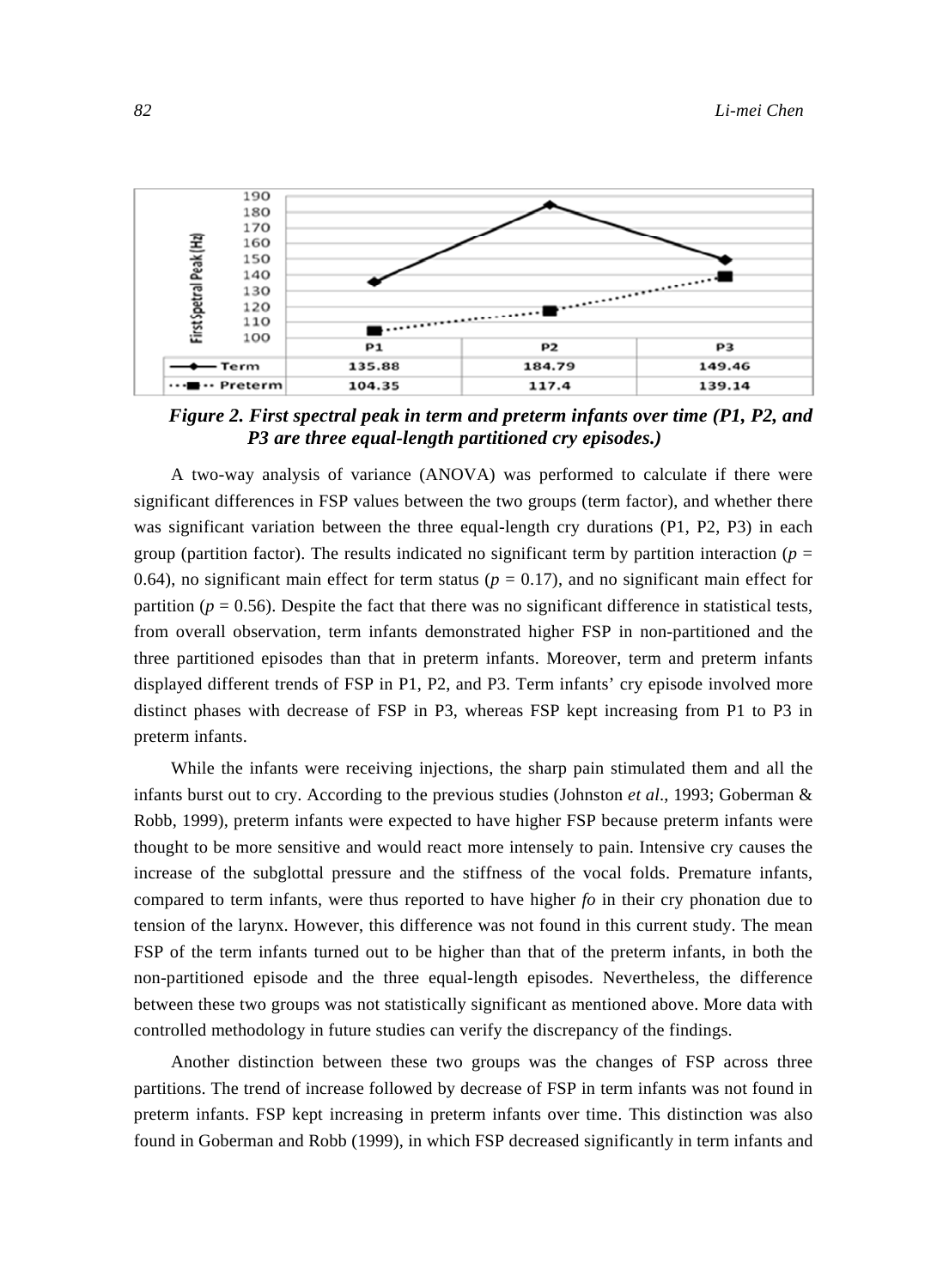| | P1 | P2 | P3 |
|---|---|---|---|
| Term | 135.88 | 184.79 | 149.46 |
| Preterm | 104.35 | 117.4 | 139.14 |

***Figure 2. First spectral peak in term and preterm infants over time (P1, P2, and P3 are three equal-length partitioned cry episodes.)***

A two-way analysis of variance (ANOVA) was performed to calculate if there were significant differences in FSP values between the two groups (term factor), and whether there was significant variation between the three equal-length cry durations (P1, P2, P3) in each group (partition factor). The results indicated no significant term by partition interaction ($p$ = 0.64), no significant main effect for term status ($p$ = 0.17), and no significant main effect for partition ($p$ = 0.56). Despite the fact that there was no significant difference in statistical tests, from overall observation, term infants demonstrated higher FSP in non-partitioned and the three partitioned episodes than that in preterm infants. Moreover, term and preterm infants displayed different trends of FSP in P1, P2, and P3. Term infants' cry episode involved more distinct phases with decrease of FSP in P3, whereas FSP kept increasing from P1 to P3 in preterm infants.

While the infants were receiving injections, the sharp pain stimulated them and all the infants burst out to cry. According to the previous studies (Johnston *et al*., 1993; Goberman & Robb, 1999), preterm infants were expected to have higher FSP because preterm infants were thought to be more sensitive and would react more intensely to pain. Intensive cry causes the increase of the subglottal pressure and the stiffness of the vocal folds. Premature infants, compared to term infants, were thus reported to have higher *fo* in their cry phonation due to tension of the larynx. However, this difference was not found in this current study. The mean FSP of the term infants turned out to be higher than that of the preterm infants, in both the non-partitioned episode and the three equal-length episodes. Nevertheless, the difference between these two groups was not statistically significant as mentioned above. More data with controlled methodology in future studies can verify the discrepancy of the findings.

Another distinction between these two groups was the changes of FSP across three partitions. The trend of increase followed by decrease of FSP in term infants was not found in preterm infants. FSP kept increasing in preterm infants over time. This distinction was also found in Goberman and Robb (1999), in which FSP decreased significantly in term infants and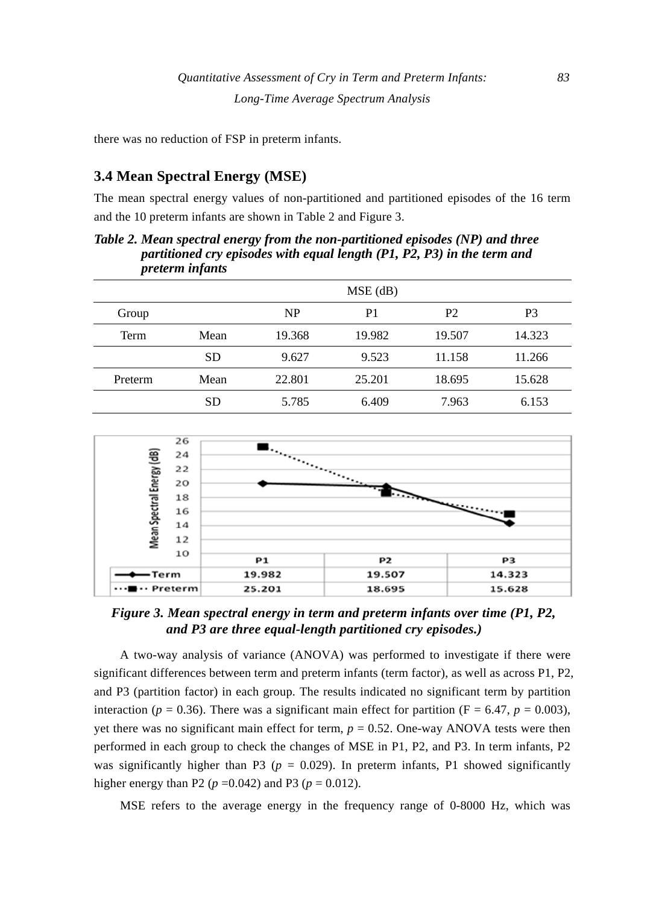there was no reduction of FSP in preterm infants.

### 3.4 Mean Spectral Energy (MSE)

The mean spectral energy values of non-partitioned and partitioned episodes of the 16 term and the 10 preterm infants are shown in Table 2 and Figure 3.

***Table 2. Mean spectral energy from the non-partitioned episodes (NP) and three partitioned cry episodes with equal length (P1, P2, P3) in the term and preterm infants***

| | | MSE (dB) | | | |
|---|---|---|---|---|---|
| Group | | NP | P1 | P2 | P3 |
| Term | Mean | 19.368 | 19.982 | 19.507 | 14.323 |
| | SD | 9.627 | 9.523 | 11.158 | 11.266 |
| Preterm | Mean | 22.801 | 25.201 | 18.695 | 15.628 |
| | SD | 5.785 | 6.409 | 7.963 | 6.153 |

| | P1 | P2 | P3 |
|---|---|---|---|
| Term | 19.982 | 19.507 | 14.323 |
| Preterm | 25.201 | 18.695 | 15.628 |

***Figure 3. Mean spectral energy in term and preterm infants over time (P1, P2, and P3 are three equal-length partitioned cry episodes.)***

A two-way analysis of variance (ANOVA) was performed to investigate if there were significant differences between term and preterm infants (term factor), as well as across P1, P2, and P3 (partition factor) in each group. The results indicated no significant term by partition interaction ($p = 0.36$). There was a significant main effect for partition ($F = 6.47$, $p = 0.003$), yet there was no significant main effect for term, $p = 0.52$. One-way ANOVA tests were then performed in each group to check the changes of MSE in P1, P2, and P3. In term infants, P2 was significantly higher than P3 ($p = 0.029$). In preterm infants, P1 showed significantly higher energy than P2 ($p = 0.042$) and P3 ($p = 0.012$).

MSE refers to the average energy in the frequency range of 0-8000 Hz, which was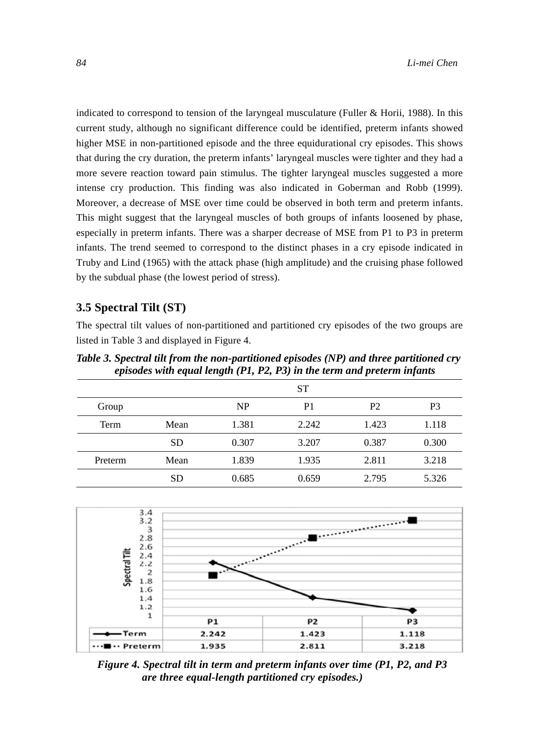indicated to correspond to tension of the laryngeal musculature (Fuller & Horii, 1988). In this current study, although no significant difference could be identified, preterm infants showed higher MSE in non-partitioned episode and the three equidurational cry episodes. This shows that during the cry duration, the preterm infants' laryngeal muscles were tighter and they had a more severe reaction toward pain stimulus. The tighter laryngeal muscles suggested a more intense cry production. This finding was also indicated in Goberman and Robb (1999). Moreover, a decrease of MSE over time could be observed in both term and preterm infants. This might suggest that the laryngeal muscles of both groups of infants loosened by phase, especially in preterm infants. There was a sharper decrease of MSE from P1 to P3 in preterm infants. The trend seemed to correspond to the distinct phases in a cry episode indicated in Truby and Lind (1965) with the attack phase (high amplitude) and the cruising phase followed by the subdual phase (the lowest period of stress).

### 3.5 Spectral Tilt (ST)

The spectral tilt values of non-partitioned and partitioned cry episodes of the two groups are listed in Table 3 and displayed in Figure 4.

***Table 3. Spectral tilt from the non-partitioned episodes (NP) and three partitioned cry episodes with equal length (P1, P2, P3) in the term and preterm infants***

| | | ST | | | |
|---|---|---|---|---|---|
| Group | | NP | P1 | P2 | P3 |
| Term | Mean | 1.381 | 2.242 | 1.423 | 1.118 |
| | SD | 0.307 | 3.207 | 0.387 | 0.300 |
| Preterm | Mean | 1.839 | 1.935 | 2.811 | 3.218 |
| | SD | 0.685 | 0.659 | 2.795 | 5.326 |

| | P1 | P2 | P3 |
|---|---|---|---|
| Term | 2.242 | 1.423 | 1.118 |
| Preterm | 1.935 | 2.811 | 3.218 |

***Figure 4. Spectral tilt in term and preterm infants over time (P1, P2, and P3 are three equal-length partitioned cry episodes.)***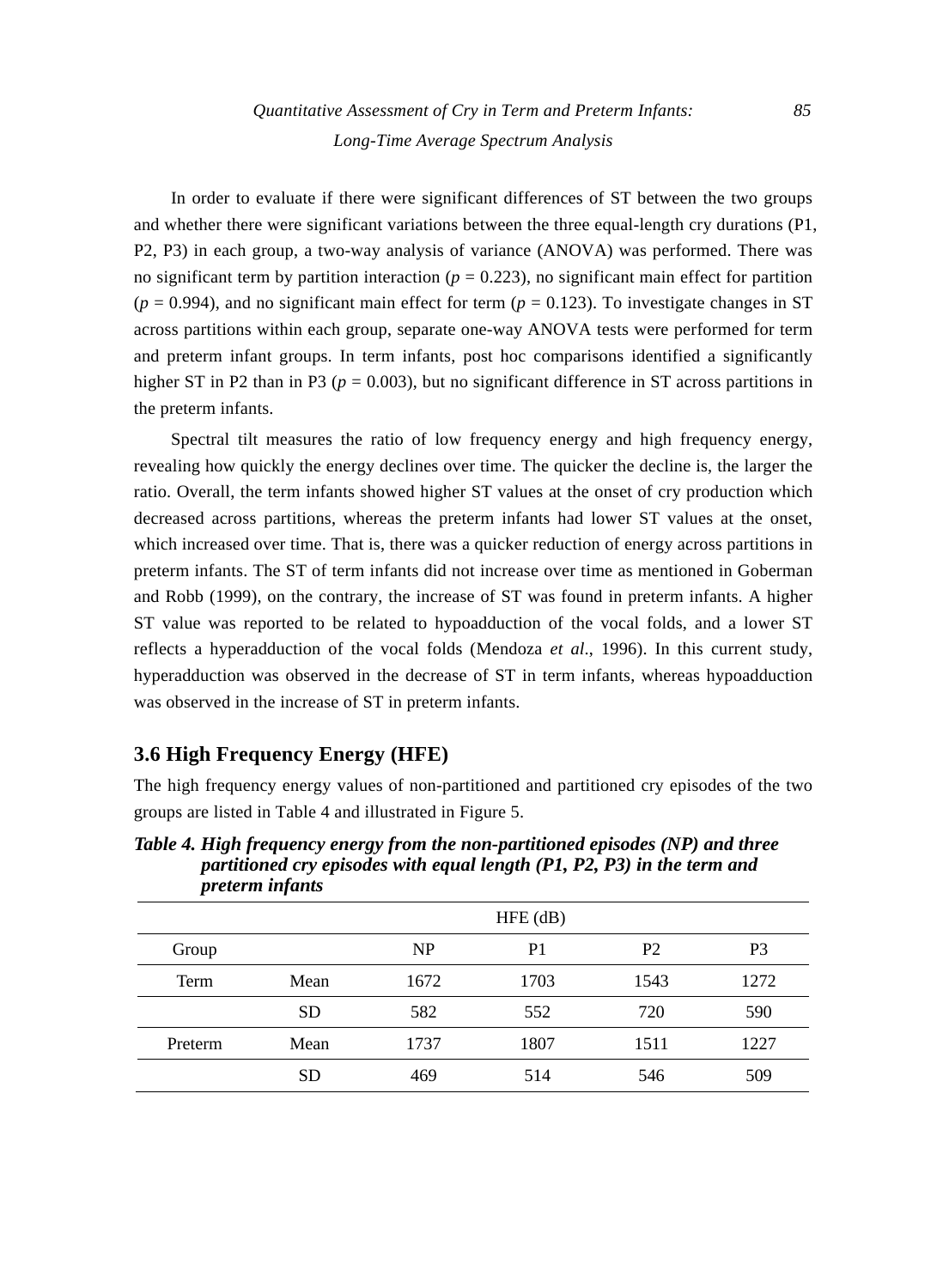In order to evaluate if there were significant differences of ST between the two groups and whether there were significant variations between the three equal-length cry durations (P1, P2, P3) in each group, a two-way analysis of variance (ANOVA) was performed. There was no significant term by partition interaction ($p = 0.223$), no significant main effect for partition ($p = 0.994$), and no significant main effect for term ($p = 0.123$). To investigate changes in ST across partitions within each group, separate one-way ANOVA tests were performed for term and preterm infant groups. In term infants, post hoc comparisons identified a significantly higher ST in P2 than in P3 ($p = 0.003$), but no significant difference in ST across partitions in the preterm infants.

Spectral tilt measures the ratio of low frequency energy and high frequency energy, revealing how quickly the energy declines over time. The quicker the decline is, the larger the ratio. Overall, the term infants showed higher ST values at the onset of cry production which decreased across partitions, whereas the preterm infants had lower ST values at the onset, which increased over time. That is, there was a quicker reduction of energy across partitions in preterm infants. The ST of term infants did not increase over time as mentioned in Goberman and Robb (1999), on the contrary, the increase of ST was found in preterm infants. A higher ST value was reported to be related to hypoadduction of the vocal folds, and a lower ST reflects a hyperadduction of the vocal folds (Mendoza *et al*., 1996). In this current study, hyperadduction was observed in the decrease of ST in term infants, whereas hypoadduction was observed in the increase of ST in preterm infants.

## 3.6 High Frequency Energy (HFE)

The high frequency energy values of non-partitioned and partitioned cry episodes of the two groups are listed in Table 4 and illustrated in Figure 5.

***Table 4. High frequency energy from the non-partitioned episodes (NP) and three partitioned cry episodes with equal length (P1, P2, P3) in the term and preterm infants***

| | | HFE (dB) | | | |
|---|---|---|---|---|---|
| Group | | NP | P1 | P2 | P3 |
| Term | Mean | 1672 | 1703 | 1543 | 1272 |
| | SD | 582 | 552 | 720 | 590 |
| Preterm | Mean | 1737 | 1807 | 1511 | 1227 |
| | SD | 469 | 514 | 546 | 509 |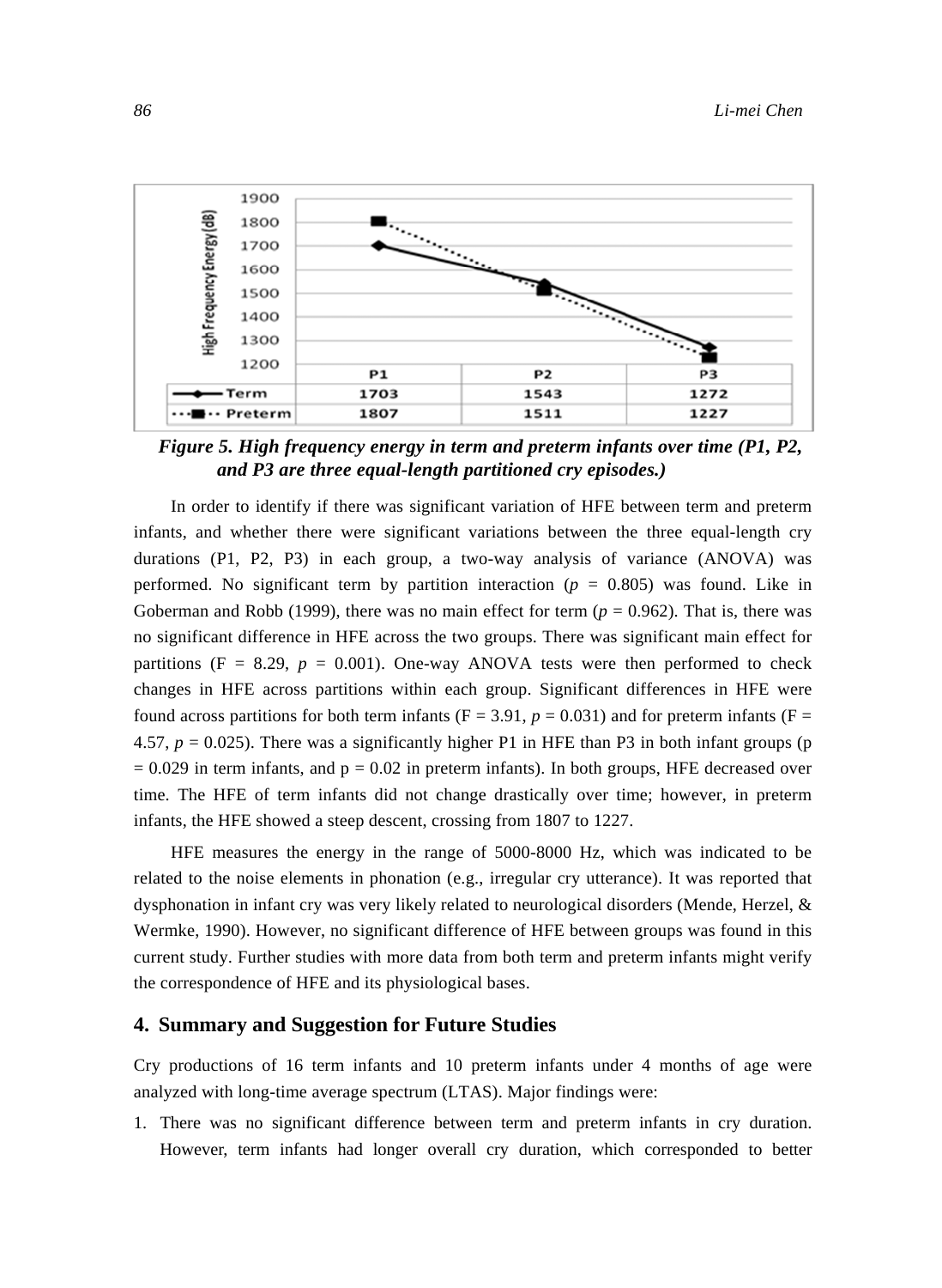| | P1 | P2 | P3 |
|---|---|---|---|
| Term | 1703 | 1543 | 1272 |
| Preterm | 1807 | 1511 | 1227 |

***Figure 5. High frequency energy in term and preterm infants over time (P1, P2, and P3 are three equal-length partitioned cry episodes.)***

In order to identify if there was significant variation of HFE between term and preterm infants, and whether there were significant variations between the three equal-length cry durations (P1, P2, P3) in each group, a two-way analysis of variance (ANOVA) was performed. No significant term by partition interaction ($p$ = 0.805) was found. Like in Goberman and Robb (1999), there was no main effect for term ($p$ = 0.962). That is, there was no significant difference in HFE across the two groups. There was significant main effect for partitions (F = 8.29, $p$ = 0.001). One-way ANOVA tests were then performed to check changes in HFE across partitions within each group. Significant differences in HFE were found across partitions for both term infants (F = 3.91, $p$ = 0.031) and for preterm infants (F = 4.57, $p$ = 0.025). There was a significantly higher P1 in HFE than P3 in both infant groups (p = 0.029 in term infants, and p = 0.02 in preterm infants). In both groups, HFE decreased over time. The HFE of term infants did not change drastically over time; however, in preterm infants, the HFE showed a steep descent, crossing from 1807 to 1227.

HFE measures the energy in the range of 5000-8000 Hz, which was indicated to be related to the noise elements in phonation (e.g., irregular cry utterance). It was reported that dysphonation in infant cry was very likely related to neurological disorders (Mende, Herzel, & Wermke, 1990). However, no significant difference of HFE between groups was found in this current study. Further studies with more data from both term and preterm infants might verify the correspondence of HFE and its physiological bases.

## 4. Summary and Suggestion for Future Studies

Cry productions of 16 term infants and 10 preterm infants under 4 months of age were analyzed with long-time average spectrum (LTAS). Major findings were:

1. There was no significant difference between term and preterm infants in cry duration. However, term infants had longer overall cry duration, which corresponded to better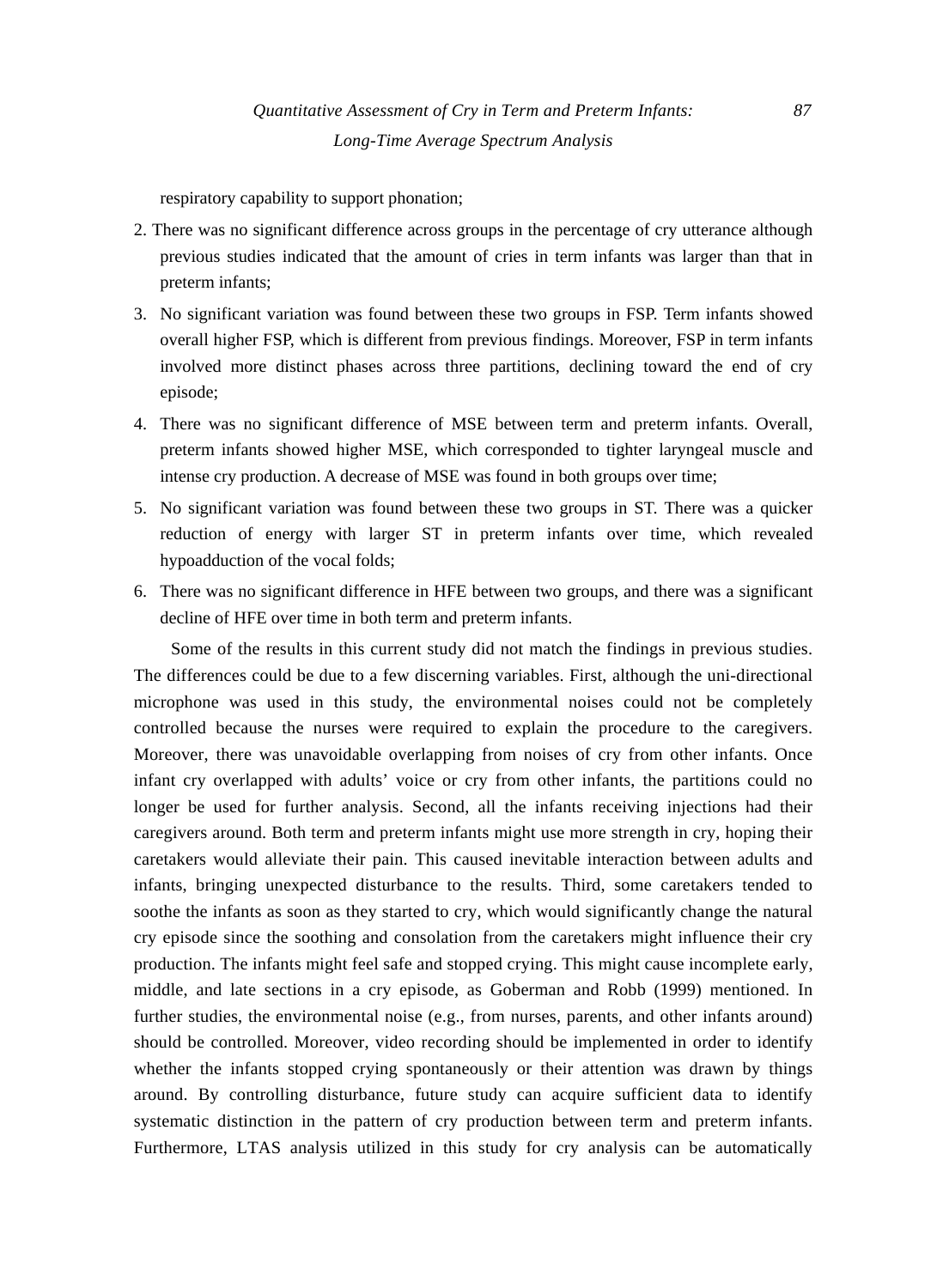respiratory capability to support phonation;

2. There was no significant difference across groups in the percentage of cry utterance although previous studies indicated that the amount of cries in term infants was larger than that in preterm infants;
3. No significant variation was found between these two groups in FSP. Term infants showed overall higher FSP, which is different from previous findings. Moreover, FSP in term infants involved more distinct phases across three partitions, declining toward the end of cry episode;
4. There was no significant difference of MSE between term and preterm infants. Overall, preterm infants showed higher MSE, which corresponded to tighter laryngeal muscle and intense cry production. A decrease of MSE was found in both groups over time;
5. No significant variation was found between these two groups in ST. There was a quicker reduction of energy with larger ST in preterm infants over time, which revealed hypoadduction of the vocal folds;
6. There was no significant difference in HFE between two groups, and there was a significant decline of HFE over time in both term and preterm infants.

Some of the results in this current study did not match the findings in previous studies. The differences could be due to a few discerning variables. First, although the uni-directional microphone was used in this study, the environmental noises could not be completely controlled because the nurses were required to explain the procedure to the caregivers. Moreover, there was unavoidable overlapping from noises of cry from other infants. Once infant cry overlapped with adults' voice or cry from other infants, the partitions could no longer be used for further analysis. Second, all the infants receiving injections had their caregivers around. Both term and preterm infants might use more strength in cry, hoping their caretakers would alleviate their pain. This caused inevitable interaction between adults and infants, bringing unexpected disturbance to the results. Third, some caretakers tended to soothe the infants as soon as they started to cry, which would significantly change the natural cry episode since the soothing and consolation from the caretakers might influence their cry production. The infants might feel safe and stopped crying. This might cause incomplete early, middle, and late sections in a cry episode, as Goberman and Robb (1999) mentioned. In further studies, the environmental noise (e.g., from nurses, parents, and other infants around) should be controlled. Moreover, video recording should be implemented in order to identify whether the infants stopped crying spontaneously or their attention was drawn by things around. By controlling disturbance, future study can acquire sufficient data to identify systematic distinction in the pattern of cry production between term and preterm infants. Furthermore, LTAS analysis utilized in this study for cry analysis can be automatically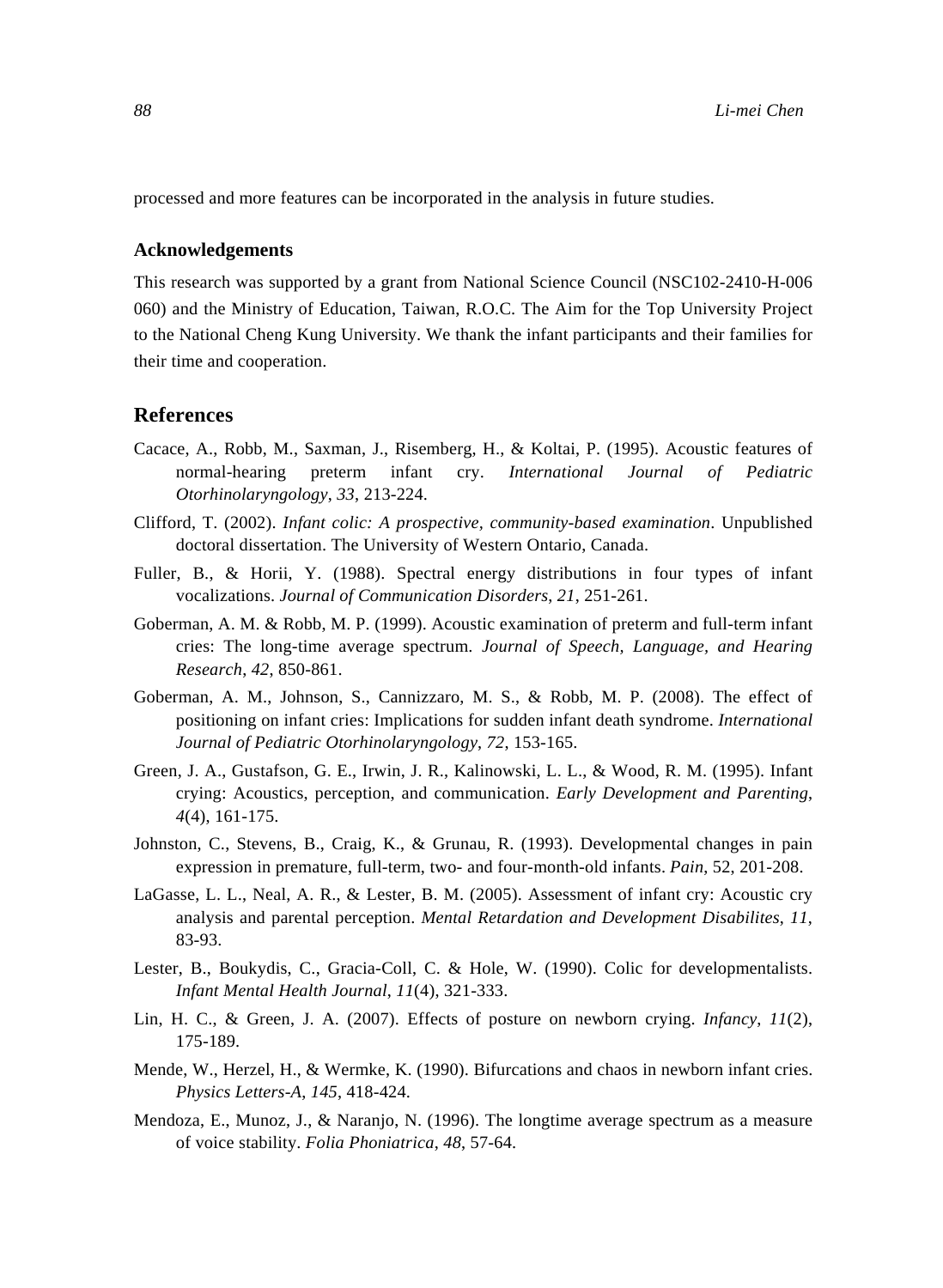processed and more features can be incorporated in the analysis in future studies.

### Acknowledgements

This research was supported by a grant from National Science Council (NSC102-2410-H-006 060) and the Ministry of Education, Taiwan, R.O.C. The Aim for the Top University Project to the National Cheng Kung University. We thank the infant participants and their families for their time and cooperation.

## References

Cacace, A., Robb, M., Saxman, J., Risemberg, H., & Koltai, P. (1995). Acoustic features of normal-hearing preterm infant cry. *International Journal of Pediatric Otorhinolaryngology*, *33*, 213-224.

Clifford, T. (2002). *Infant colic: A prospective, community-based examination*. Unpublished doctoral dissertation. The University of Western Ontario, Canada.

Fuller, B., & Horii, Y. (1988). Spectral energy distributions in four types of infant vocalizations. *Journal of Communication Disorders*, *21*, 251-261.

Goberman, A. M. & Robb, M. P. (1999). Acoustic examination of preterm and full-term infant cries: The long-time average spectrum. *Journal of Speech, Language, and Hearing Research*, *42*, 850-861.

Goberman, A. M., Johnson, S., Cannizzaro, M. S., & Robb, M. P. (2008). The effect of positioning on infant cries: Implications for sudden infant death syndrome. *International Journal of Pediatric Otorhinolaryngology*, *72*, 153-165.

Green, J. A., Gustafson, G. E., Irwin, J. R., Kalinowski, L. L., & Wood, R. M. (1995). Infant crying: Acoustics, perception, and communication. *Early Development and Parenting*, *4*(4), 161-175.

Johnston, C., Stevens, B., Craig, K., & Grunau, R. (1993). Developmental changes in pain expression in premature, full-term, two- and four-month-old infants. *Pain*, 52, 201-208.

LaGasse, L. L., Neal, A. R., & Lester, B. M. (2005). Assessment of infant cry: Acoustic cry analysis and parental perception. *Mental Retardation and Development Disabilites*, *11*, 83-93.

Lester, B., Boukydis, C., Gracia-Coll, C. & Hole, W. (1990). Colic for developmentalists. *Infant Mental Health Journal*, *11*(4), 321-333.

Lin, H. C., & Green, J. A. (2007). Effects of posture on newborn crying. *Infancy*, *11*(2), 175-189.

Mende, W., Herzel, H., & Wermke, K. (1990). Bifurcations and chaos in newborn infant cries. *Physics Letters-A*, *145*, 418-424.

Mendoza, E., Munoz, J., & Naranjo, N. (1996). The longtime average spectrum as a measure of voice stability. *Folia Phoniatrica*, *48*, 57-64.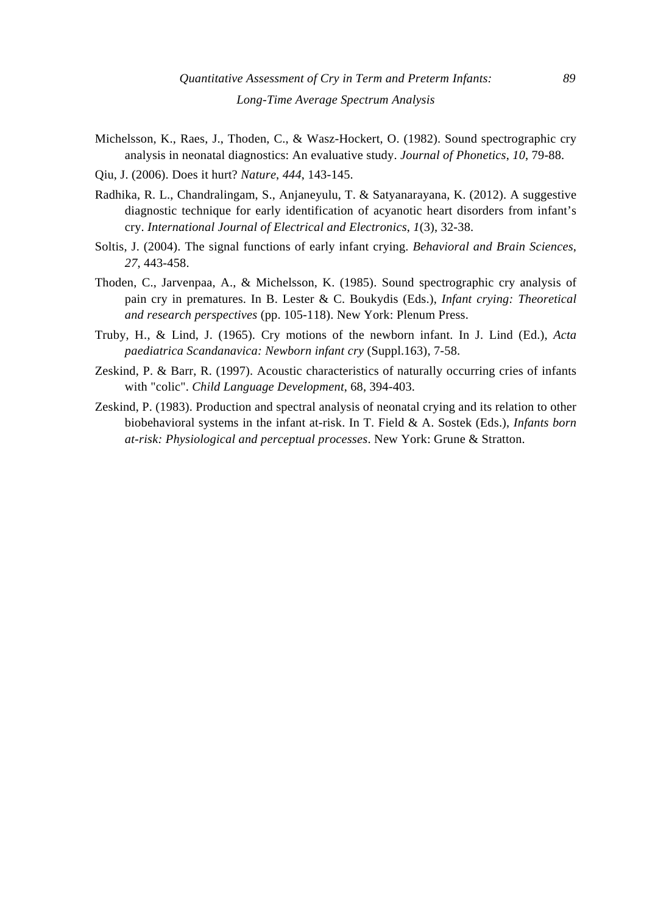Michelsson, K., Raes, J., Thoden, C., & Wasz-Hockert, O. (1982). Sound spectrographic cry analysis in neonatal diagnostics: An evaluative study. *Journal of Phonetics*, *10*, 79-88.

Qiu, J. (2006). Does it hurt? *Nature*, *444*, 143-145.

Radhika, R. L., Chandralingam, S., Anjaneyulu, T. & Satyanarayana, K. (2012). A suggestive diagnostic technique for early identification of acyanotic heart disorders from infant's cry. *International Journal of Electrical and Electronics*, *1*(3), 32-38.

Soltis, J. (2004). The signal functions of early infant crying. *Behavioral and Brain Sciences*, *27*, 443-458.

Thoden, C., Jarvenpaa, A., & Michelsson, K. (1985). Sound spectrographic cry analysis of pain cry in prematures. In B. Lester & C. Boukydis (Eds.), *Infant crying: Theoretical and research perspectives* (pp. 105-118). New York: Plenum Press.

Truby, H., & Lind, J. (1965). Cry motions of the newborn infant. In J. Lind (Ed.), *Acta paediatrica Scandanavica: Newborn infant cry* (Suppl.163), 7-58.

Zeskind, P. & Barr, R. (1997). Acoustic characteristics of naturally occurring cries of infants with "colic". *Child Language Development*, 68, 394-403.

Zeskind, P. (1983). Production and spectral analysis of neonatal crying and its relation to other biobehavioral systems in the infant at-risk. In T. Field & A. Sostek (Eds.), *Infants born at-risk: Physiological and perceptual processes*. New York: Grune & Stratton.